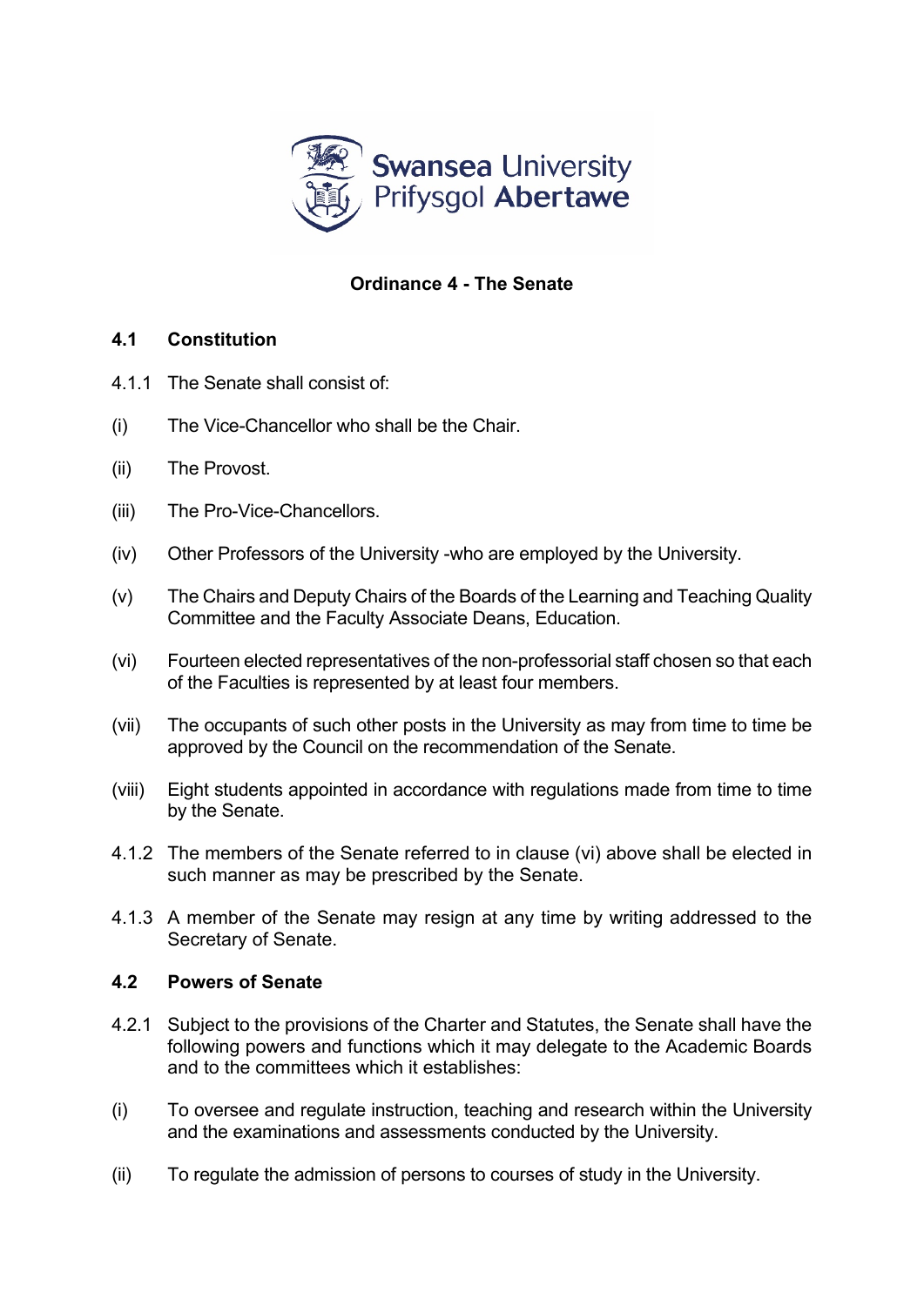# Ordinance 4 - The Senate

## 4.1 Constitution

4.1.1 The Senate shall consist of:

(i) The Vice-Chancellor who shall be the Chair.

(ii) The Provost.

(iii) The Pro-Vice-Chancellors.

(iv) Other Professors of the University -who are employed by the University.

(v) The Chairs and Deputy Chairs of the Boards of the Learning and Teaching Quality Committee and the Faculty Associate Deans, Education.

(vi) Fourteen elected representatives of the non-professorial staff chosen so that each of the Faculties is represented by at least four members.

(vii) The occupants of such other posts in the University as may from time to time be approved by the Council on the recommendation of the Senate.

(viii) Eight students appointed in accordance with regulations made from time to time by the Senate.

4.1.2 The members of the Senate referred to in clause (vi) above shall be elected in such manner as may be prescribed by the Senate.

4.1.3 A member of the Senate may resign at any time by writing addressed to the Secretary of Senate.

## 4.2 Powers of Senate

4.2.1 Subject to the provisions of the Charter and Statutes, the Senate shall have the following powers and functions which it may delegate to the Academic Boards and to the committees which it establishes:

(i) To oversee and regulate instruction, teaching and research within the University and the examinations and assessments conducted by the University.

(ii) To regulate the admission of persons to courses of study in the University.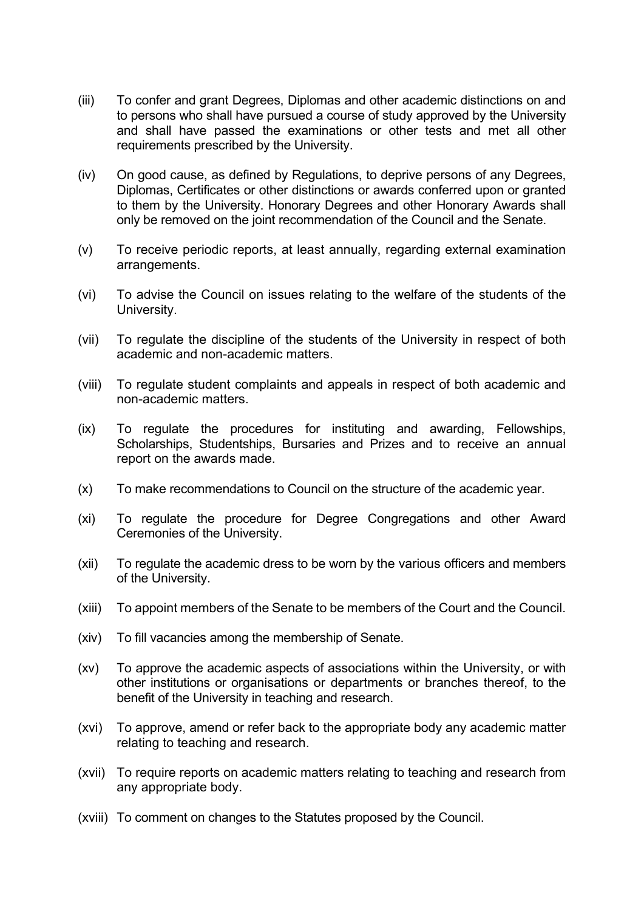(iii) To confer and grant Degrees, Diplomas and other academic distinctions on and to persons who shall have pursued a course of study approved by the University and shall have passed the examinations or other tests and met all other requirements prescribed by the University.

(iv) On good cause, as defined by Regulations, to deprive persons of any Degrees, Diplomas, Certificates or other distinctions or awards conferred upon or granted to them by the University. Honorary Degrees and other Honorary Awards shall only be removed on the joint recommendation of the Council and the Senate.

(v) To receive periodic reports, at least annually, regarding external examination arrangements.

(vi) To advise the Council on issues relating to the welfare of the students of the University.

(vii) To regulate the discipline of the students of the University in respect of both academic and non-academic matters.

(viii) To regulate student complaints and appeals in respect of both academic and non-academic matters.

(ix) To regulate the procedures for instituting and awarding, Fellowships, Scholarships, Studentships, Bursaries and Prizes and to receive an annual report on the awards made.

(x) To make recommendations to Council on the structure of the academic year.

(xi) To regulate the procedure for Degree Congregations and other Award Ceremonies of the University.

(xii) To regulate the academic dress to be worn by the various officers and members of the University.

(xiii) To appoint members of the Senate to be members of the Court and the Council.

(xiv) To fill vacancies among the membership of Senate.

(xv) To approve the academic aspects of associations within the University, or with other institutions or organisations or departments or branches thereof, to the benefit of the University in teaching and research.

(xvi) To approve, amend or refer back to the appropriate body any academic matter relating to teaching and research.

(xvii) To require reports on academic matters relating to teaching and research from any appropriate body.

(xviii) To comment on changes to the Statutes proposed by the Council.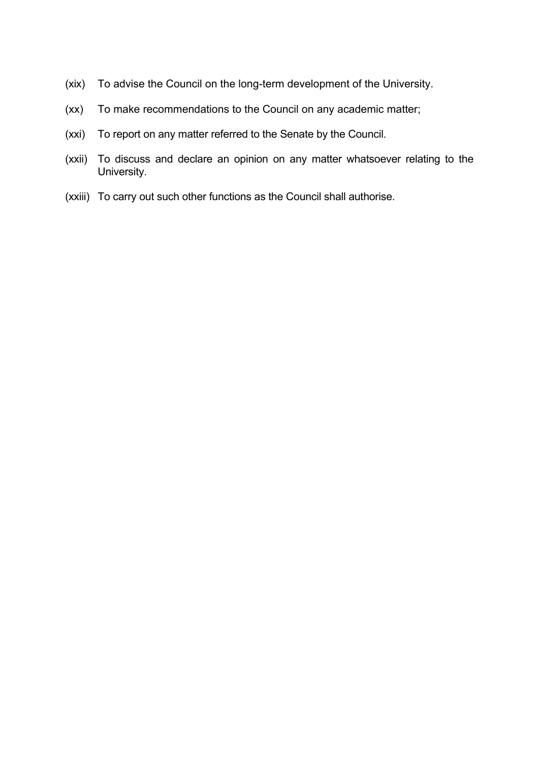(xix) To advise the Council on the long-term development of the University.

(xx) To make recommendations to the Council on any academic matter;

(xxi) To report on any matter referred to the Senate by the Council.

(xxii) To discuss and declare an opinion on any matter whatsoever relating to the University.

(xxiii) To carry out such other functions as the Council shall authorise.